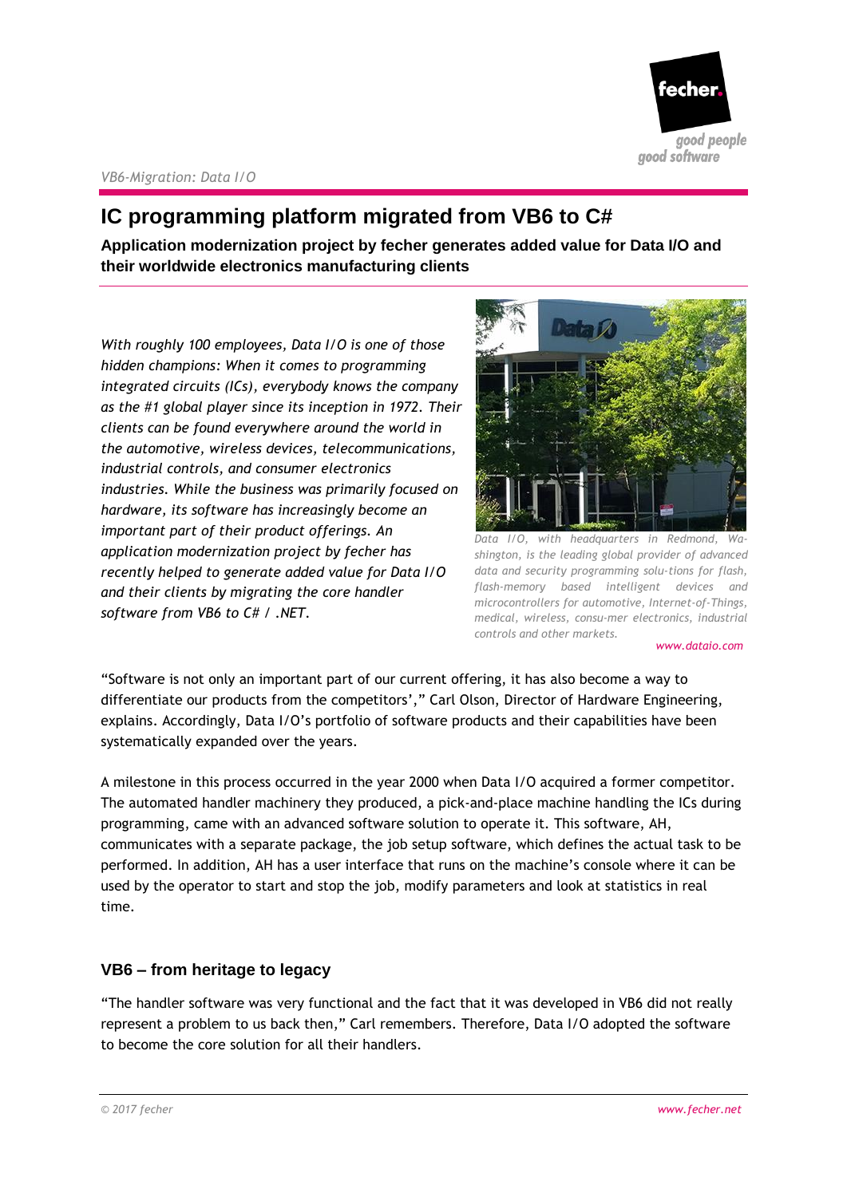# IC programming platform migrated from VB6 to C#

**Application modernization project by fecher generates added value for Data I/O and their worldwide electronics manufacturing clients**

*With roughly 100 employees, Data I/O is one of those hidden champions: When it comes to programming integrated circuits (ICs), everybody knows the company as the #1 global player since its inception in 1972. Their clients can be found everywhere around the world in the automotive, wireless devices, telecommunications, industrial controls, and consumer electronics industries. While the business was primarily focused on hardware, its software has increasingly become an important part of their product offerings. An application modernization project by fecher has recently helped to generate added value for Data I/O and their clients by migrating the core handler software from VB6 to C# / .NET.*

*Data I/O, with headquarters in Redmond, Washington, is the leading global provider of advanced data and security programming solu-tions for flash, flash-memory based intelligent devices and microcontrollers for automotive, Internet-of-Things, medical, wireless, consu-mer electronics, industrial controls and other markets.*

*www.dataio.com*

"Software is not only an important part of our current offering, it has also become a way to differentiate our products from the competitors'," Carl Olson, Director of Hardware Engineering, explains. Accordingly, Data I/O's portfolio of software products and their capabilities have been systematically expanded over the years.

A milestone in this process occurred in the year 2000 when Data I/O acquired a former competitor. The automated handler machinery they produced, a pick-and-place machine handling the ICs during programming, came with an advanced software solution to operate it. This software, AH, communicates with a separate package, the job setup software, which defines the actual task to be performed. In addition, AH has a user interface that runs on the machine's console where it can be used by the operator to start and stop the job, modify parameters and look at statistics in real time.

## VB6 – from heritage to legacy

"The handler software was very functional and the fact that it was developed in VB6 did not really represent a problem to us back then," Carl remembers. Therefore, Data I/O adopted the software to become the core solution for all their handlers.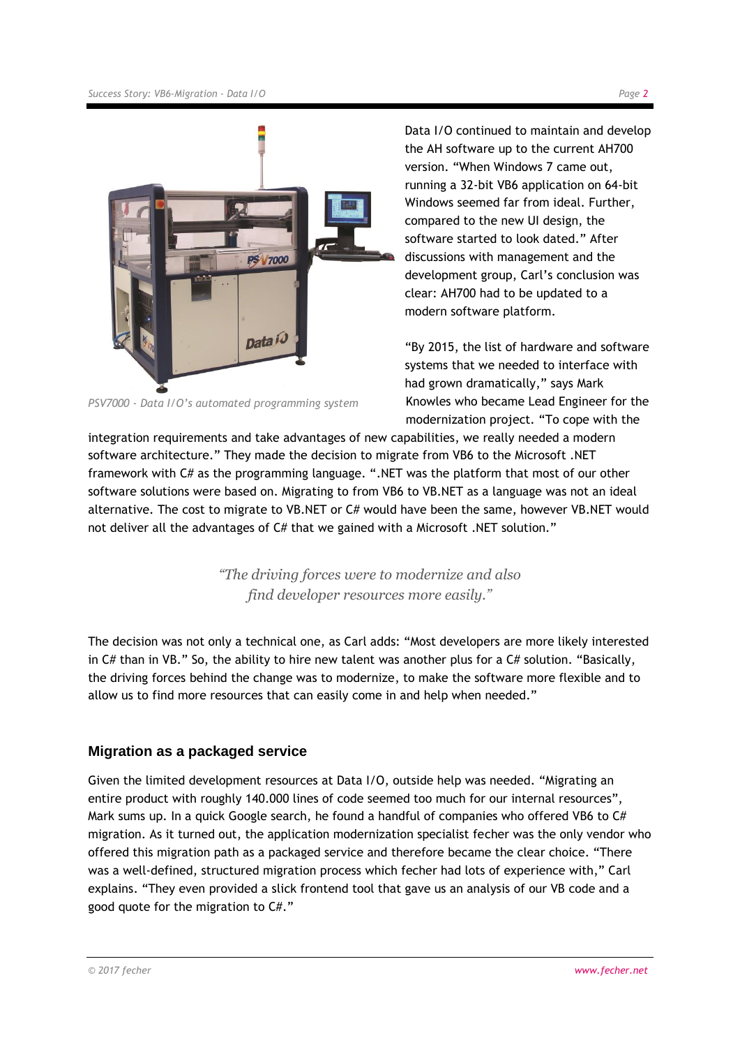PSV7000 - Data I/O's automated programming system

Data I/O continued to maintain and develop the AH software up to the current AH700 version. "When Windows 7 came out, running a 32-bit VB6 application on 64-bit Windows seemed far from ideal. Further, compared to the new UI design, the software started to look dated." After discussions with management and the development group, Carl's conclusion was clear: AH700 had to be updated to a modern software platform.

"By 2015, the list of hardware and software systems that we needed to interface with had grown dramatically," says Mark Knowles who became Lead Engineer for the modernization project. "To cope with the integration requirements and take advantages of new capabilities, we really needed a modern software architecture." They made the decision to migrate from VB6 to the Microsoft .NET framework with C# as the programming language. ".NET was the platform that most of our other software solutions were based on. Migrating to from VB6 to VB.NET as a language was not an ideal alternative. The cost to migrate to VB.NET or C# would have been the same, however VB.NET would not deliver all the advantages of C# that we gained with a Microsoft .NET solution."

> *"The driving forces were to modernize and also find developer resources more easily."*

The decision was not only a technical one, as Carl adds: "Most developers are more likely interested in C# than in VB." So, the ability to hire new talent was another plus for a C# solution. "Basically, the driving forces behind the change was to modernize, to make the software more flexible and to allow us to find more resources that can easily come in and help when needed."

### Migration as a packaged service

Given the limited development resources at Data I/O, outside help was needed. "Migrating an entire product with roughly 140.000 lines of code seemed too much for our internal resources", Mark sums up. In a quick Google search, he found a handful of companies who offered VB6 to C# migration. As it turned out, the application modernization specialist fecher was the only vendor who offered this migration path as a packaged service and therefore became the clear choice. "There was a well-defined, structured migration process which fecher had lots of experience with," Carl explains. "They even provided a slick frontend tool that gave us an analysis of our VB code and a good quote for the migration to C#."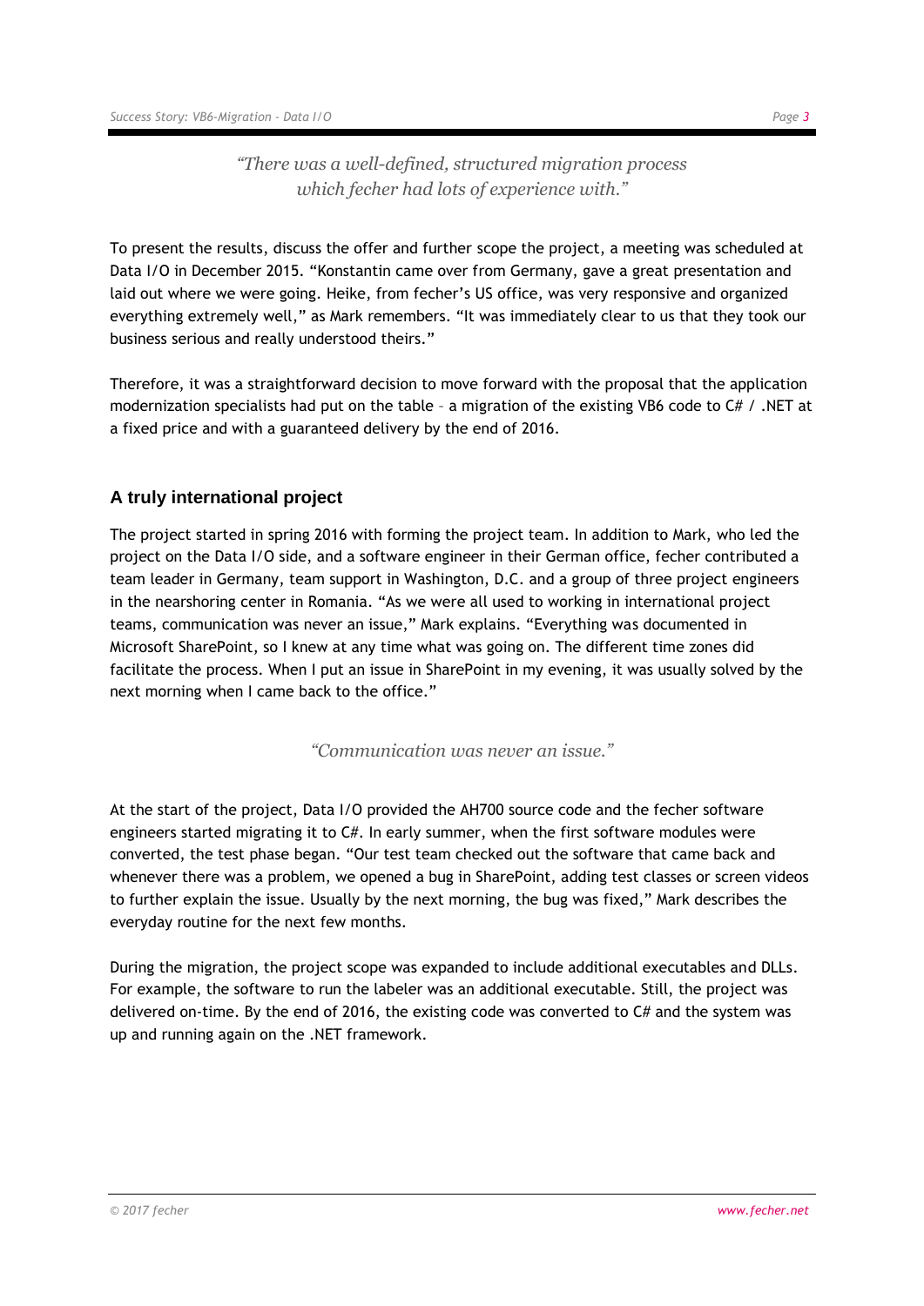*"There was a well-defined, structured migration process which fecher had lots of experience with."*

To present the results, discuss the offer and further scope the project, a meeting was scheduled at Data I/O in December 2015. "Konstantin came over from Germany, gave a great presentation and laid out where we were going. Heike, from fecher's US office, was very responsive and organized everything extremely well," as Mark remembers. "It was immediately clear to us that they took our business serious and really understood theirs."

Therefore, it was a straightforward decision to move forward with the proposal that the application modernization specialists had put on the table – a migration of the existing VB6 code to C# / .NET at a fixed price and with a guaranteed delivery by the end of 2016.

## A truly international project

The project started in spring 2016 with forming the project team. In addition to Mark, who led the project on the Data I/O side, and a software engineer in their German office, fecher contributed a team leader in Germany, team support in Washington, D.C. and a group of three project engineers in the nearshoring center in Romania. "As we were all used to working in international project teams, communication was never an issue," Mark explains. "Everything was documented in Microsoft SharePoint, so I knew at any time what was going on. The different time zones did facilitate the process. When I put an issue in SharePoint in my evening, it was usually solved by the next morning when I came back to the office."

*"Communication was never an issue."*

At the start of the project, Data I/O provided the AH700 source code and the fecher software engineers started migrating it to C#. In early summer, when the first software modules were converted, the test phase began. "Our test team checked out the software that came back and whenever there was a problem, we opened a bug in SharePoint, adding test classes or screen videos to further explain the issue. Usually by the next morning, the bug was fixed," Mark describes the everyday routine for the next few months.

During the migration, the project scope was expanded to include additional executables and DLLs. For example, the software to run the labeler was an additional executable. Still, the project was delivered on-time. By the end of 2016, the existing code was converted to C# and the system was up and running again on the .NET framework.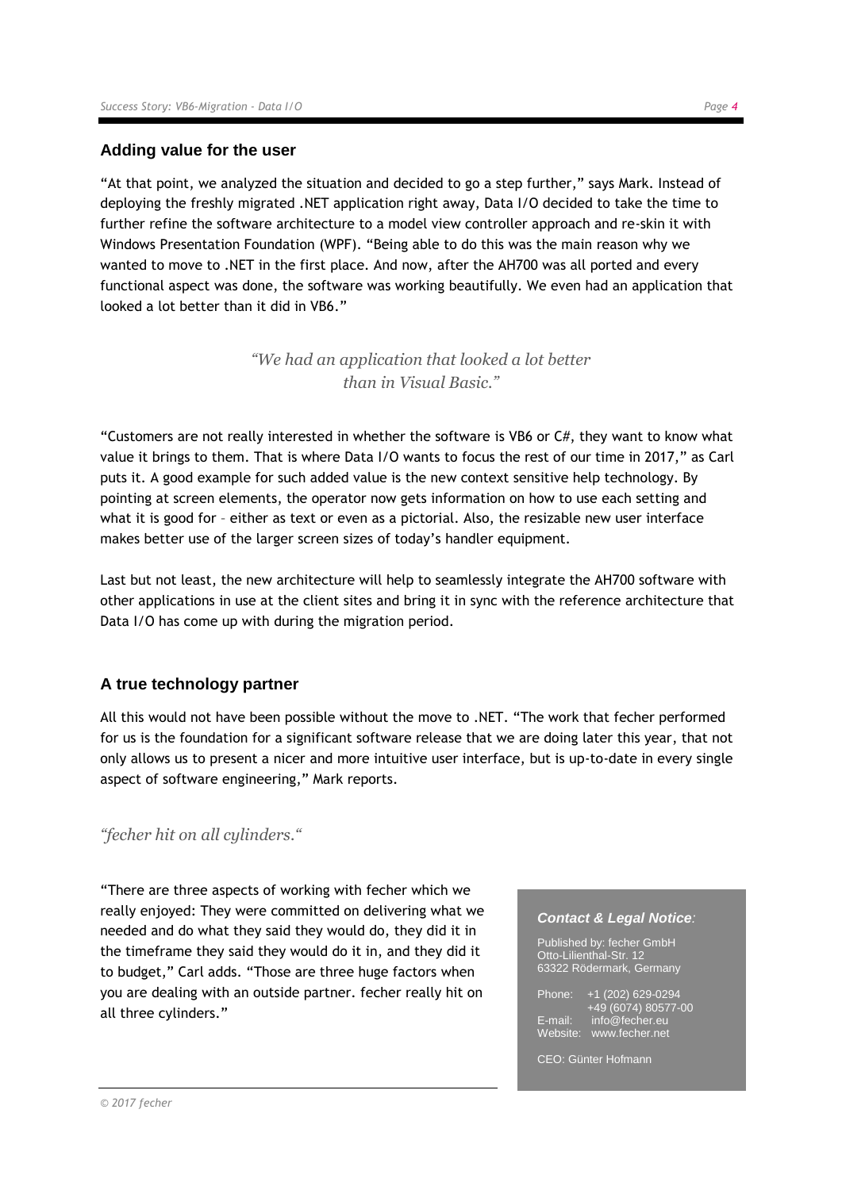## Adding value for the user

"At that point, we analyzed the situation and decided to go a step further," says Mark. Instead of deploying the freshly migrated .NET application right away, Data I/O decided to take the time to further refine the software architecture to a model view controller approach and re-skin it with Windows Presentation Foundation (WPF). "Being able to do this was the main reason why we wanted to move to .NET in the first place. And now, after the AH700 was all ported and every functional aspect was done, the software was working beautifully. We even had an application that looked a lot better than it did in VB6."

*"We had an application that looked a lot better than in Visual Basic."*

"Customers are not really interested in whether the software is VB6 or C#, they want to know what value it brings to them. That is where Data I/O wants to focus the rest of our time in 2017," as Carl puts it. A good example for such added value is the new context sensitive help technology. By pointing at screen elements, the operator now gets information on how to use each setting and what it is good for – either as text or even as a pictorial. Also, the resizable new user interface makes better use of the larger screen sizes of today's handler equipment.

Last but not least, the new architecture will help to seamlessly integrate the AH700 software with other applications in use at the client sites and bring it in sync with the reference architecture that Data I/O has come up with during the migration period.

## A true technology partner

All this would not have been possible without the move to .NET. "The work that fecher performed for us is the foundation for a significant software release that we are doing later this year, that not only allows us to present a nicer and more intuitive user interface, but is up-to-date in every single aspect of software engineering," Mark reports.

*"fecher hit on all cylinders."*

"There are three aspects of working with fecher which we really enjoyed: They were committed on delivering what we needed and do what they said they would do, they did it in the timeframe they said they would do it in, and they did it to budget," Carl adds. "Those are three huge factors when you are dealing with an outside partner. fecher really hit on all three cylinders."

***Contact & Legal Notice:***

Published by: fecher GmbH
Otto-Lilienthal-Str. 12
63322 Rödermark, Germany

Phone: +1 (202) 629-0294
+49 (6074) 80577-00
E-mail: info@fecher.eu
Website: www.fecher.net

CEO: Günter Hofmann

© 2017 fecher